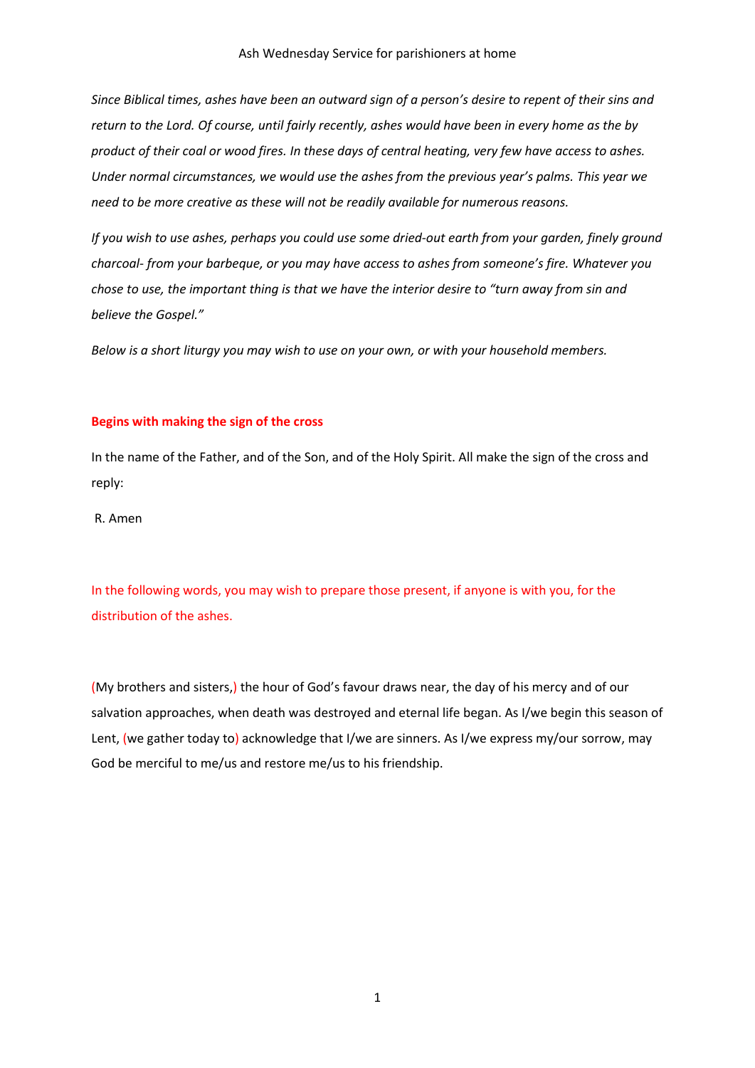# Ash Wednesday Service for parishioners at home

*Since Biblical times, ashes have been an outward sign of a person's desire to repent of their sins and return to the Lord. Of course, until fairly recently, ashes would have been in every home as the by product of their coal or wood fires. In these days of central heating, very few have access to ashes. Under normal circumstances, we would use the ashes from the previous year's palms. This year we need to be more creative as these will not be readily available for numerous reasons.*

*If you wish to use ashes, perhaps you could use some dried-out earth from your garden, finely ground charcoal- from your barbeque, or you may have access to ashes from someone's fire. Whatever you chose to use, the important thing is that we have the interior desire to "turn away from sin and believe the Gospel."*

*Below is a short liturgy you may wish to use on your own, or with your household members.*

**Begins with making the sign of the cross**

In the name of the Father, and of the Son, and of the Holy Spirit. All make the sign of the cross and reply:

R. Amen

In the following words, you may wish to prepare those present, if anyone is with you, for the distribution of the ashes.

(My brothers and sisters,) the hour of God's favour draws near, the day of his mercy and of our salvation approaches, when death was destroyed and eternal life began. As I/we begin this season of Lent, (we gather today to) acknowledge that I/we are sinners. As I/we express my/our sorrow, may God be merciful to me/us and restore me/us to his friendship.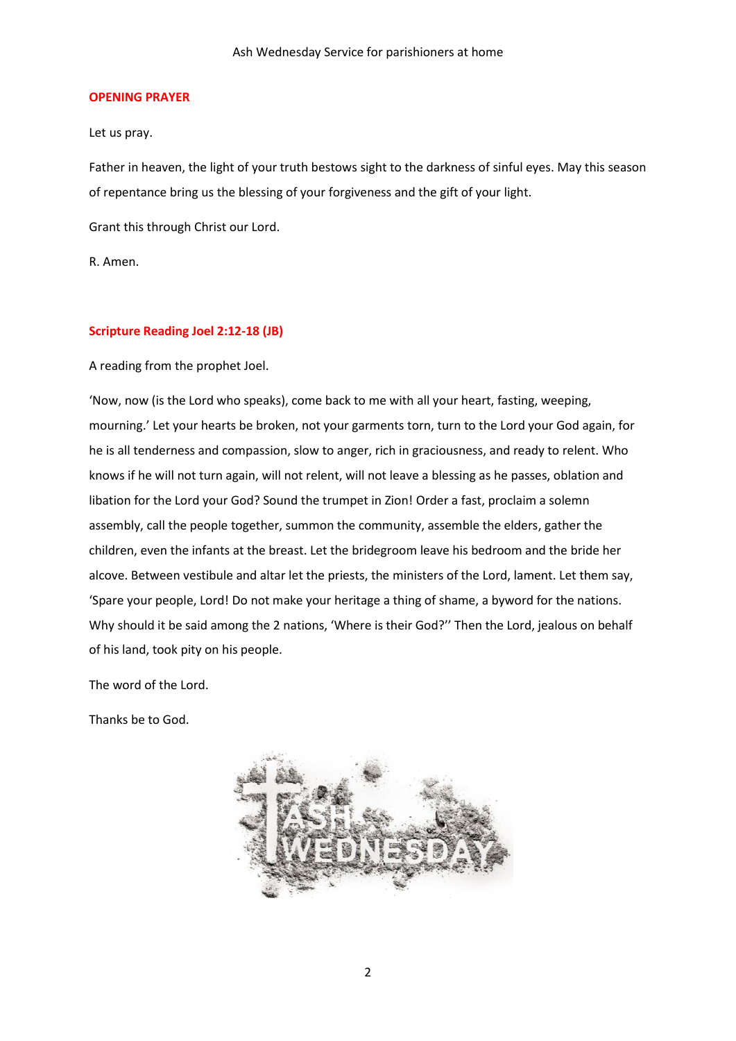**OPENING PRAYER**

Let us pray.

Father in heaven, the light of your truth bestows sight to the darkness of sinful eyes. May this season of repentance bring us the blessing of your forgiveness and the gift of your light.

Grant this through Christ our Lord.

R. Amen.

**Scripture Reading Joel 2:12-18 (JB)**

A reading from the prophet Joel.

'Now, now (is the Lord who speaks), come back to me with all your heart, fasting, weeping, mourning.' Let your hearts be broken, not your garments torn, turn to the Lord your God again, for he is all tenderness and compassion, slow to anger, rich in graciousness, and ready to relent. Who knows if he will not turn again, will not relent, will not leave a blessing as he passes, oblation and libation for the Lord your God? Sound the trumpet in Zion! Order a fast, proclaim a solemn assembly, call the people together, summon the community, assemble the elders, gather the children, even the infants at the breast. Let the bridegroom leave his bedroom and the bride her alcove. Between vestibule and altar let the priests, the ministers of the Lord, lament. Let them say, 'Spare your people, Lord! Do not make your heritage a thing of shame, a byword for the nations. Why should it be said among the 2 nations, 'Where is their God?'' Then the Lord, jealous on behalf of his land, took pity on his people.

The word of the Lord.

Thanks be to God.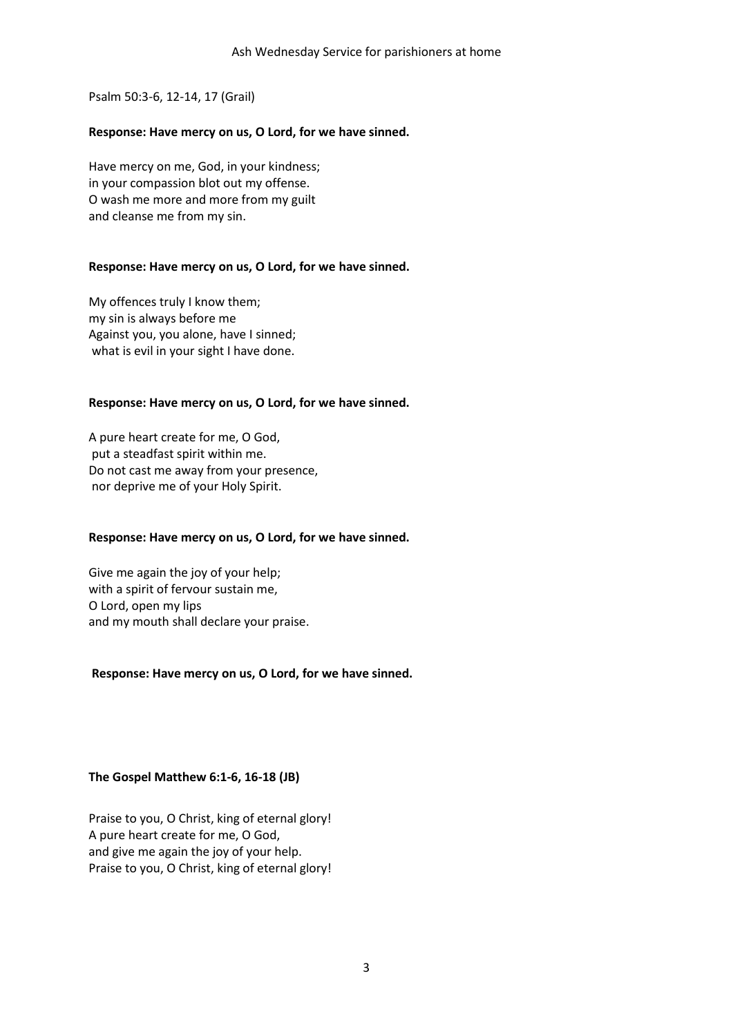Psalm 50:3-6, 12-14, 17 (Grail)

**Response: Have mercy on us, O Lord, for we have sinned.**

Have mercy on me, God, in your kindness;
in your compassion blot out my offense.
O wash me more and more from my guilt
and cleanse me from my sin.

**Response: Have mercy on us, O Lord, for we have sinned.**

My offences truly I know them;
my sin is always before me
Against you, you alone, have I sinned;
what is evil in your sight I have done.

**Response: Have mercy on us, O Lord, for we have sinned.**

A pure heart create for me, O God,
put a steadfast spirit within me.
Do not cast me away from your presence,
nor deprive me of your Holy Spirit.

**Response: Have mercy on us, O Lord, for we have sinned.**

Give me again the joy of your help;
with a spirit of fervour sustain me,
O Lord, open my lips
and my mouth shall declare your praise.

**Response: Have mercy on us, O Lord, for we have sinned.**

**The Gospel Matthew 6:1-6, 16-18 (JB)**

Praise to you, O Christ, king of eternal glory!
A pure heart create for me, O God,
and give me again the joy of your help.
Praise to you, O Christ, king of eternal glory!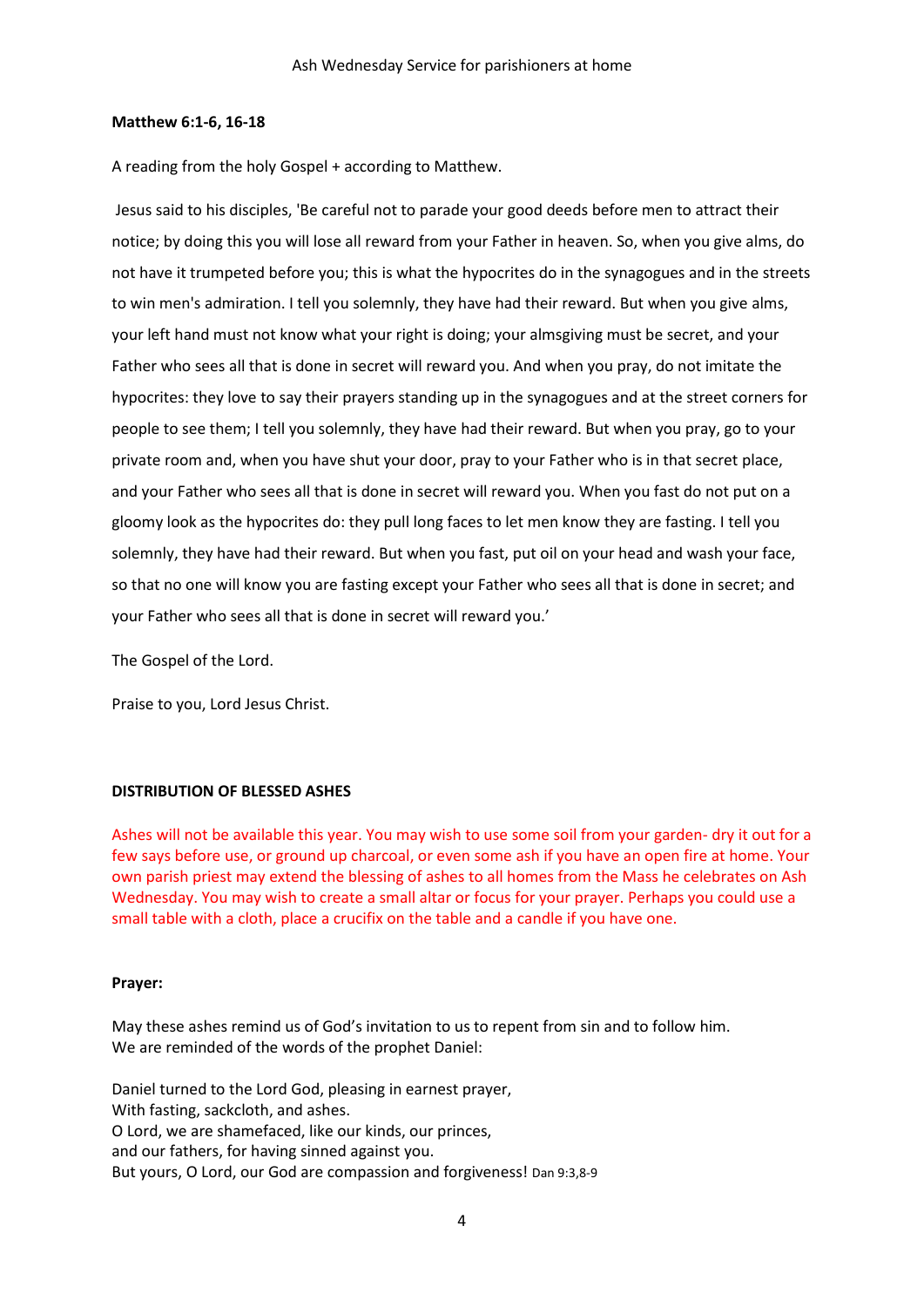**Matthew 6:1-6, 16-18**

A reading from the holy Gospel + according to Matthew.

Jesus said to his disciples, 'Be careful not to parade your good deeds before men to attract their notice; by doing this you will lose all reward from your Father in heaven. So, when you give alms, do not have it trumpeted before you; this is what the hypocrites do in the synagogues and in the streets to win men's admiration. I tell you solemnly, they have had their reward. But when you give alms, your left hand must not know what your right is doing; your almsgiving must be secret, and your Father who sees all that is done in secret will reward you. And when you pray, do not imitate the hypocrites: they love to say their prayers standing up in the synagogues and at the street corners for people to see them; I tell you solemnly, they have had their reward. But when you pray, go to your private room and, when you have shut your door, pray to your Father who is in that secret place, and your Father who sees all that is done in secret will reward you. When you fast do not put on a gloomy look as the hypocrites do: they pull long faces to let men know they are fasting. I tell you solemnly, they have had their reward. But when you fast, put oil on your head and wash your face, so that no one will know you are fasting except your Father who sees all that is done in secret; and your Father who sees all that is done in secret will reward you.'

The Gospel of the Lord.

Praise to you, Lord Jesus Christ.

**DISTRIBUTION OF BLESSED ASHES**

Ashes will not be available this year. You may wish to use some soil from your garden- dry it out for a few says before use, or ground up charcoal, or even some ash if you have an open fire at home. Your own parish priest may extend the blessing of ashes to all homes from the Mass he celebrates on Ash Wednesday. You may wish to create a small altar or focus for your prayer. Perhaps you could use a small table with a cloth, place a crucifix on the table and a candle if you have one.

**Prayer:**

May these ashes remind us of God's invitation to us to repent from sin and to follow him.
We are reminded of the words of the prophet Daniel:

Daniel turned to the Lord God, pleasing in earnest prayer,
With fasting, sackcloth, and ashes.
O Lord, we are shamefaced, like our kinds, our princes,
and our fathers, for having sinned against you.
But yours, O Lord, our God are compassion and forgiveness! Dan 9:3,8-9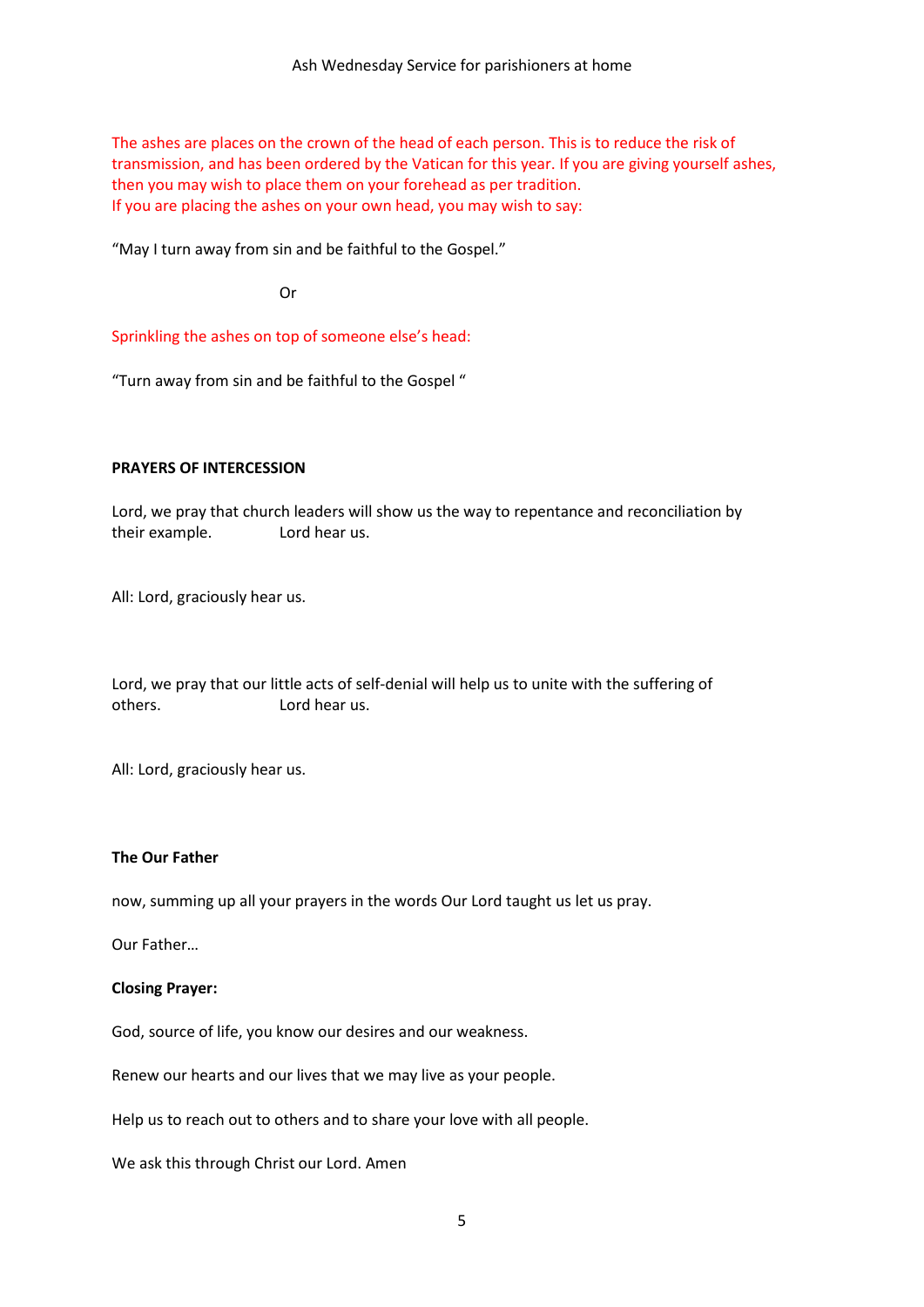The ashes are places on the crown of the head of each person. This is to reduce the risk of transmission, and has been ordered by the Vatican for this year. If you are giving yourself ashes, then you may wish to place them on your forehead as per tradition.
If you are placing the ashes on your own head, you may wish to say:

"May I turn away from sin and be faithful to the Gospel."

Or

Sprinkling the ashes on top of someone else's head:

"Turn away from sin and be faithful to the Gospel "

**PRAYERS OF INTERCESSION**

Lord, we pray that church leaders will show us the way to repentance and reconciliation by their example. Lord hear us.

All: Lord, graciously hear us.

Lord, we pray that our little acts of self-denial will help us to unite with the suffering of others. Lord hear us.

All: Lord, graciously hear us.

**The Our Father**

now, summing up all your prayers in the words Our Lord taught us let us pray.

Our Father…

**Closing Prayer:**

God, source of life, you know our desires and our weakness.

Renew our hearts and our lives that we may live as your people.

Help us to reach out to others and to share your love with all people.

We ask this through Christ our Lord. Amen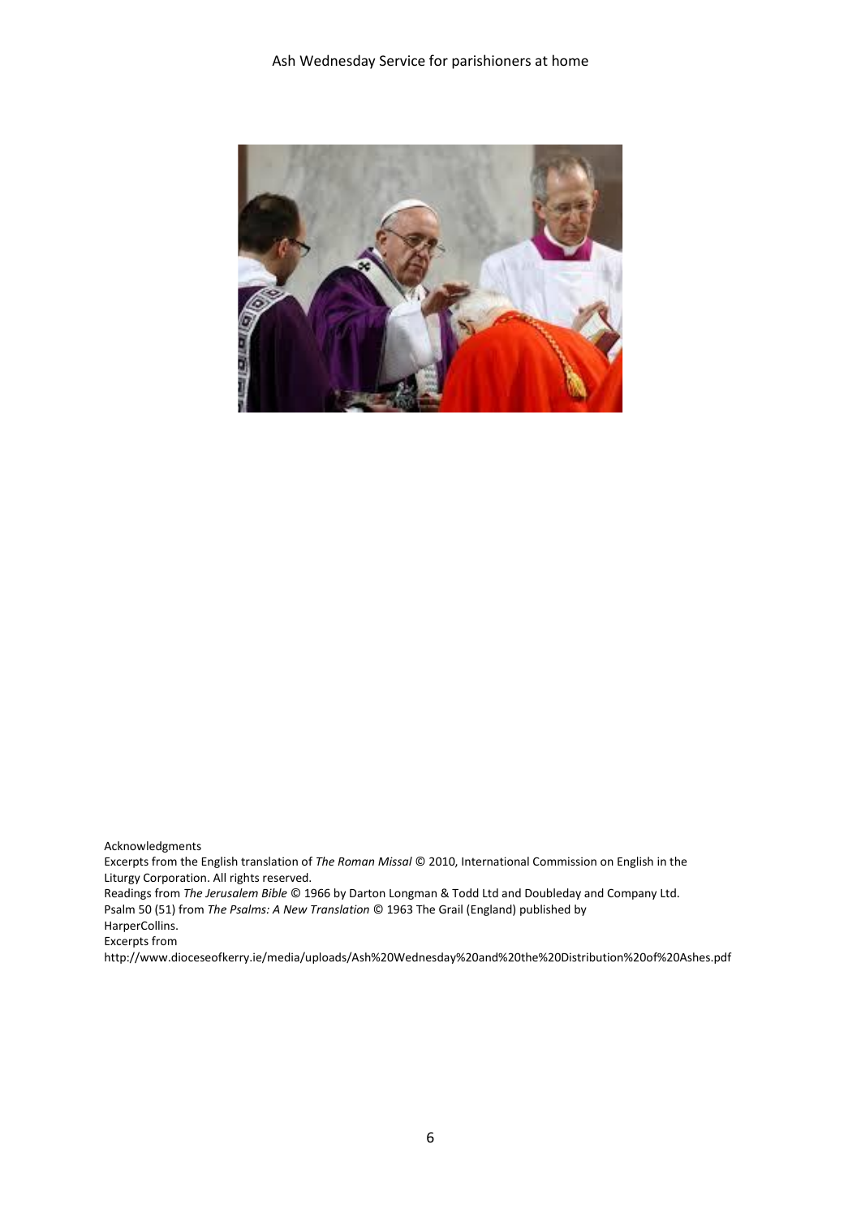Acknowledgments

Excerpts from the English translation of *The Roman Missal* © 2010, International Commission on English in the Liturgy Corporation. All rights reserved.

Readings from *The Jerusalem Bible* © 1966 by Darton Longman & Todd Ltd and Doubleday and Company Ltd.

Psalm 50 (51) from *The Psalms: A New Translation* © 1963 The Grail (England) published by HarperCollins.

Excerpts from

http://www.dioceseofkerry.ie/media/uploads/Ash%20Wednesday%20and%20the%20Distribution%20of%20Ashes.pdf